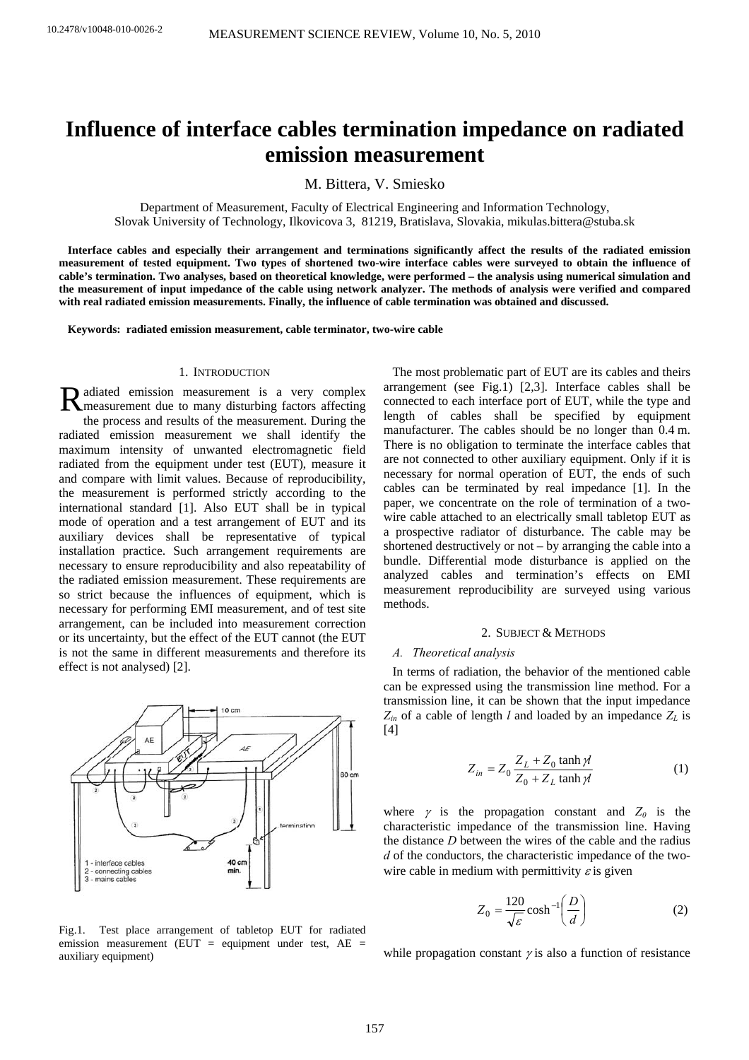# Influence of interface cables termination impedance on radiated emission measurement

M. Bittera, V. Smiesko

Department of Measurement, Faculty of Electrical Engineering and Information Technology, Slovak University of Technology, Ilkovicova 3, 81219, Bratislava, Slovakia, mikulas.bittera@stuba.sk

**Interface cables and especially their arrangement and terminations significantly affect the results of the radiated emission measurement of tested equipment. Two types of shortened two-wire interface cables were surveyed to obtain the influence of cable's termination. Two analyses, based on theoretical knowledge, were performed – the analysis using numerical simulation and the measurement of input impedance of the cable using network analyzer. The methods of analysis were verified and compared with real radiated emission measurements. Finally, the influence of cable termination was obtained and discussed.**

**Keywords: radiated emission measurement, cable terminator, two-wire cable**

## 1. Introduction

Radiated emission measurement is a very complex measurement due to many disturbing factors affecting the process and results of the measurement. During the radiated emission measurement we shall identify the maximum intensity of unwanted electromagnetic field radiated from the equipment under test (EUT), measure it and compare with limit values. Because of reproducibility, the measurement is performed strictly according to the international standard [1]. Also EUT shall be in typical mode of operation and a test arrangement of EUT and its auxiliary devices shall be representative of typical installation practice. Such arrangement requirements are necessary to ensure reproducibility and also repeatability of the radiated emission measurement. These requirements are so strict because the influences of equipment, which is necessary for performing EMI measurement, and of test site arrangement, can be included into measurement correction or its uncertainty, but the effect of the EUT cannot (the EUT is not the same in different measurements and therefore its effect is not analysed) [2].

Fig.1. Test place arrangement of tabletop EUT for radiated emission measurement (EUT = equipment under test, AE = auxiliary equipment)

The most problematic part of EUT are its cables and theirs arrangement (see Fig.1) [2,3]. Interface cables shall be connected to each interface port of EUT, while the type and length of cables shall be specified by equipment manufacturer. The cables should be no longer than 0.4 m. There is no obligation to terminate the interface cables that are not connected to other auxiliary equipment. Only if it is necessary for normal operation of EUT, the ends of such cables can be terminated by real impedance [1]. In the paper, we concentrate on the role of termination of a two-wire cable attached to an electrically small tabletop EUT as a prospective radiator of disturbance. The cable may be shortened destructively or not – by arranging the cable into a bundle. Differential mode disturbance is applied on the analyzed cables and termination's effects on EMI measurement reproducibility are surveyed using various methods.

## 2. Subject & Methods

### *A. Theoretical analysis*

In terms of radiation, the behavior of the mentioned cable can be expressed using the transmission line method. For a transmission line, it can be shown that the input impedance $Z_{in}$ of a cable of length $l$ and loaded by an impedance $Z_L$ is [4]

$$Z_{in} = Z_0 \frac{Z_L + Z_0 \tanh \gamma l}{Z_0 + Z_L \tanh \gamma l} \tag{1}$$

where $\gamma$ is the propagation constant and $Z_0$ is the characteristic impedance of the transmission line. Having the distance $D$ between the wires of the cable and the radius $d$ of the conductors, the characteristic impedance of the two-wire cable in medium with permittivity $\varepsilon$ is given

$$Z_0 = \frac{120}{\sqrt{\varepsilon}} \cosh^{-1}\left(\frac{D}{d}\right) \tag{2}$$

while propagation constant $\gamma$ is also a function of resistance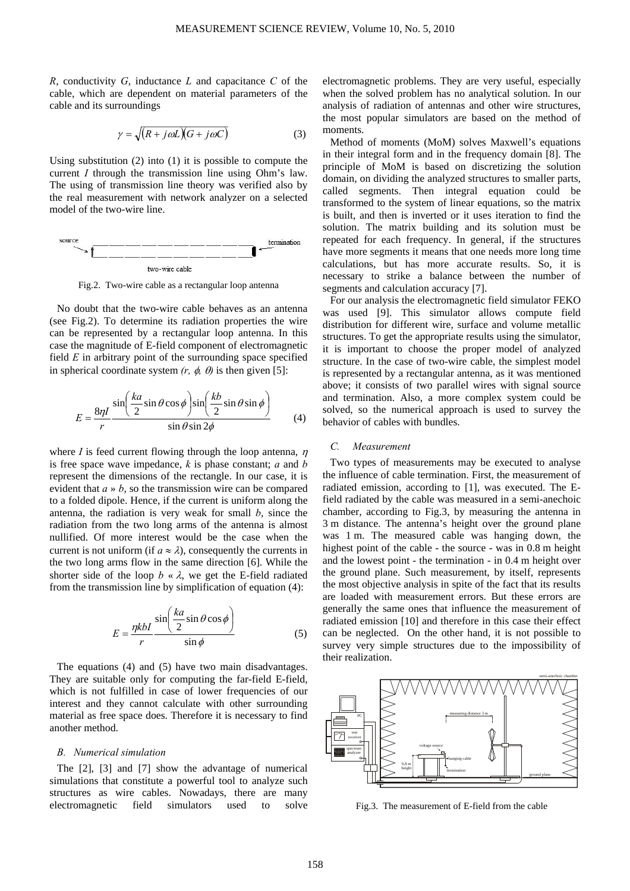*R*, conductivity *G*, inductance *L* and capacitance *C* of the cable, which are dependent on material parameters of the cable and its surroundings

$$\gamma = \sqrt{(R + j\omega L)(G + j\omega C)} \tag{3}$$

Using substitution (2) into (1) it is possible to compute the current *I* through the transmission line using Ohm's law. The using of transmission line theory was verified also by the real measurement with network analyzer on a selected model of the two-wire line.

Fig.2. Two-wire cable as a rectangular loop antenna

No doubt that the two-wire cable behaves as an antenna (see Fig.2). To determine its radiation properties the wire can be represented by a rectangular loop antenna. In this case the magnitude of E-field component of electromagnetic field *E* in arbitrary point of the surrounding space specified in spherical coordinate system $(r, \phi, \theta)$ is then given [5]:

$$E = \frac{8\eta I}{r} \frac{\sin\left(\frac{ka}{2}\sin\theta\cos\phi\right)\sin\left(\frac{kb}{2}\sin\theta\sin\phi\right)}{\sin\theta\sin 2\phi} \tag{4}$$

where *I* is feed current flowing through the loop antenna, $\eta$ is free space wave impedance, *k* is phase constant; *a* and *b* represent the dimensions of the rectangle. In our case, it is evident that $a \gg b$, so the transmission wire can be compared to a folded dipole. Hence, if the current is uniform along the antenna, the radiation is very weak for small *b*, since the radiation from the two long arms of the antenna is almost nullified. Of more interest would be the case when the current is not uniform (if $a \approx \lambda$), consequently the currents in the two long arms flow in the same direction [6]. While the shorter side of the loop $b \ll \lambda$, we get the E-field radiated from the transmission line by simplification of equation (4):

$$E = \frac{\eta kbI}{r} \frac{\sin\left(\frac{ka}{2}\sin\theta\cos\phi\right)}{\sin\phi} \tag{5}$$

The equations (4) and (5) have two main disadvantages. They are suitable only for computing the far-field E-field, which is not fulfilled in case of lower frequencies of our interest and they cannot calculate with other surrounding material as free space does. Therefore it is necessary to find another method.

### *B. Numerical simulation*

The [2], [3] and [7] show the advantage of numerical simulations that constitute a powerful tool to analyze such structures as wire cables. Nowadays, there are many electromagnetic field simulators used to solve electromagnetic problems. They are very useful, especially when the solved problem has no analytical solution. In our analysis of radiation of antennas and other wire structures, the most popular simulators are based on the method of moments.

Method of moments (MoM) solves Maxwell's equations in their integral form and in the frequency domain [8]. The principle of MoM is based on discretizing the solution domain, on dividing the analyzed structures to smaller parts, called segments. Then integral equation could be transformed to the system of linear equations, so the matrix is built, and then is inverted or it uses iteration to find the solution. The matrix building and its solution must be repeated for each frequency. In general, if the structures have more segments it means that one needs more long time calculations, but has more accurate results. So, it is necessary to strike a balance between the number of segments and calculation accuracy [7].

For our analysis the electromagnetic field simulator FEKO was used [9]. This simulator allows compute field distribution for different wire, surface and volume metallic structures. To get the appropriate results using the simulator, it is important to choose the proper model of analyzed structure. In the case of two-wire cable, the simplest model is represented by a rectangular antenna, as it was mentioned above; it consists of two parallel wires with signal source and termination. Also, a more complex system could be solved, so the numerical approach is used to survey the behavior of cables with bundles.

### *C. Measurement*

Two types of measurements may be executed to analyse the influence of cable termination. First, the measurement of radiated emission, according to [1], was executed. The E-field radiated by the cable was measured in a semi-anechoic chamber, according to Fig.3, by measuring the antenna in 3 m distance. The antenna's height over the ground plane was 1 m. The measured cable was hanging down, the highest point of the cable - the source - was in 0.8 m height and the lowest point - the termination - in 0.4 m height over the ground plane. Such measurement, by itself, represents the most objective analysis in spite of the fact that its results are loaded with measurement errors. But these errors are generally the same ones that influence the measurement of radiated emission [10] and therefore in this case their effect can be neglected. On the other hand, it is not possible to survey very simple structures due to the impossibility of their realization.

Fig.3. The measurement of E-field from the cable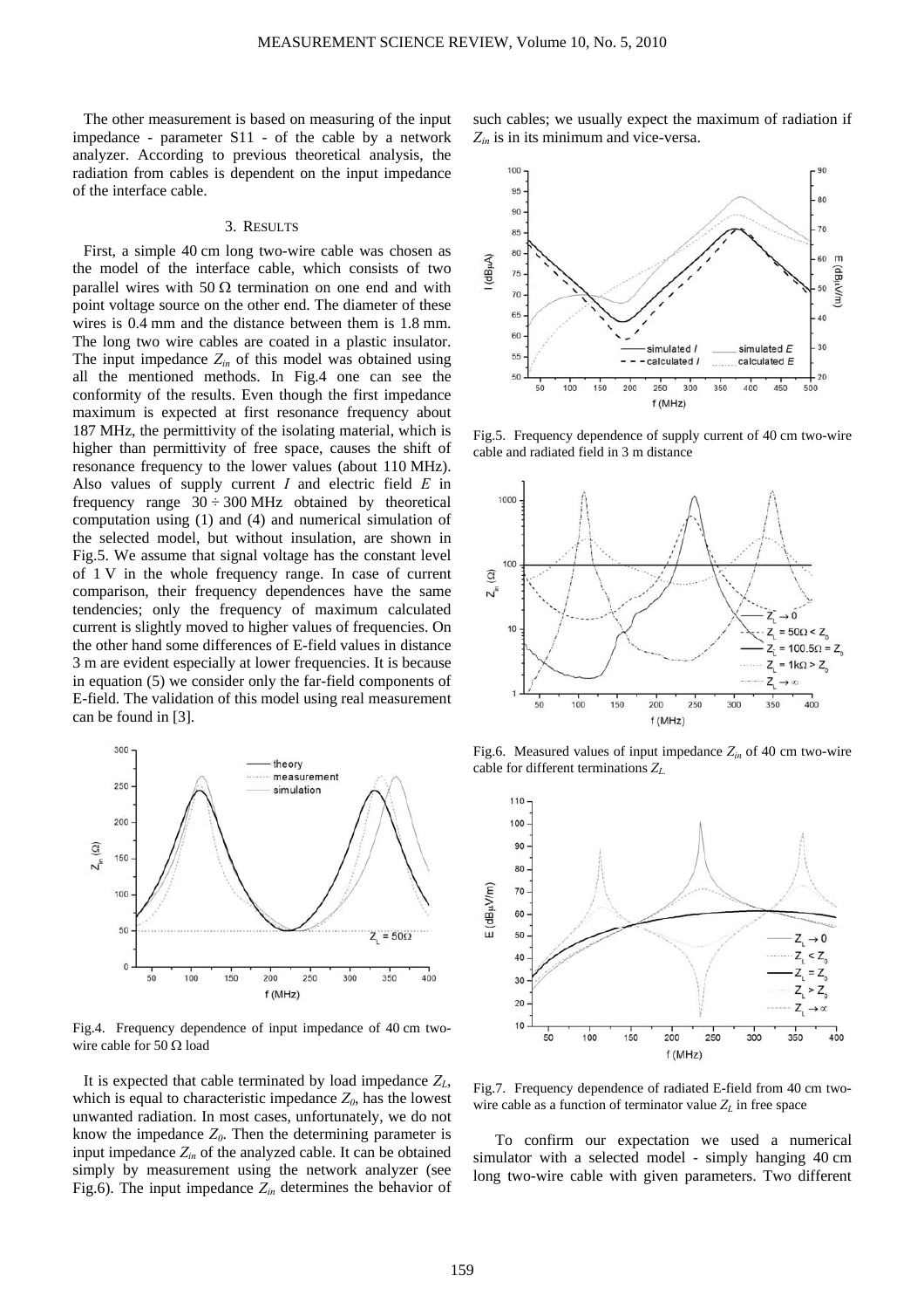The other measurement is based on measuring of the input impedance - parameter S11 - of the cable by a network analyzer. According to previous theoretical analysis, the radiation from cables is dependent on the input impedance of the interface cable.

## 3. RESULTS

First, a simple 40 cm long two-wire cable was chosen as the model of the interface cable, which consists of two parallel wires with 50 Ω termination on one end and with point voltage source on the other end. The diameter of these wires is 0.4 mm and the distance between them is 1.8 mm. The long two wire cables are coated in a plastic insulator. The input impedance $Z_{in}$ of this model was obtained using all the mentioned methods. In Fig.4 one can see the conformity of the results. Even though the first impedance maximum is expected at first resonance frequency about 187 MHz, the permittivity of the isolating material, which is higher than permittivity of free space, causes the shift of resonance frequency to the lower values (about 110 MHz). Also values of supply current $I$ and electric field $E$ in frequency range $30 \div 300$ MHz obtained by theoretical computation using (1) and (4) and numerical simulation of the selected model, but without insulation, are shown in Fig.5. We assume that signal voltage has the constant level of 1 V in the whole frequency range. In case of current comparison, their frequency dependences have the same tendencies; only the frequency of maximum calculated current is slightly moved to higher values of frequencies. On the other hand some differences of E-field values in distance 3 m are evident especially at lower frequencies. It is because in equation (5) we consider only the far-field components of E-field. The validation of this model using real measurement can be found in [3].

Fig.4. Frequency dependence of input impedance of 40 cm two-wire cable for 50 Ω load

It is expected that cable terminated by load impedance $Z_L$, which is equal to characteristic impedance $Z_0$, has the lowest unwanted radiation. In most cases, unfortunately, we do not know the impedance $Z_0$. Then the determining parameter is input impedance $Z_{in}$ of the analyzed cable. It can be obtained simply by measurement using the network analyzer (see Fig.6). The input impedance $Z_{in}$ determines the behavior of such cables; we usually expect the maximum of radiation if $Z_{in}$ is in its minimum and vice-versa.

Fig.5. Frequency dependence of supply current of 40 cm two-wire cable and radiated field in 3 m distance

Fig.6. Measured values of input impedance $Z_{in}$ of 40 cm two-wire cable for different terminations $Z_L$

Fig.7. Frequency dependence of radiated E-field from 40 cm two-wire cable as a function of terminator value $Z_L$ in free space

To confirm our expectation we used a numerical simulator with a selected model - simply hanging 40 cm long two-wire cable with given parameters. Two different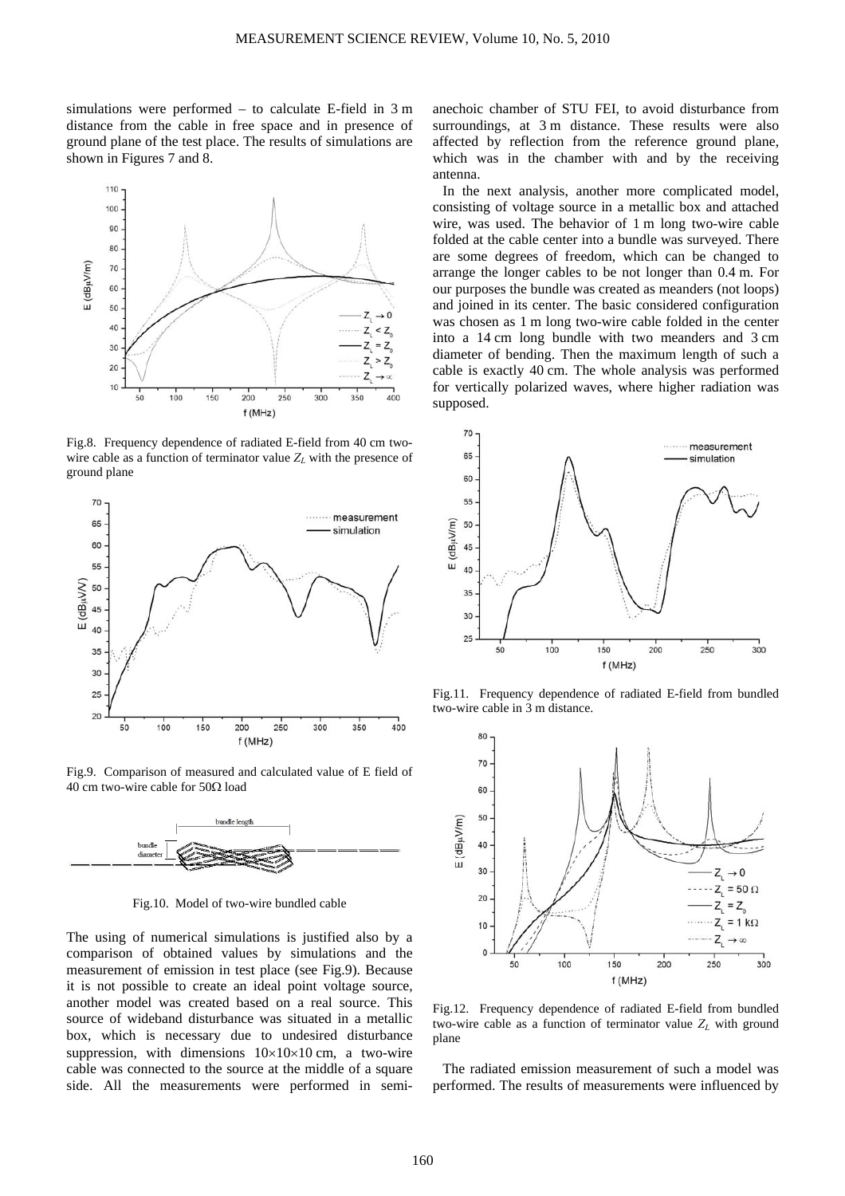simulations were performed – to calculate E-field in 3 m distance from the cable in free space and in presence of ground plane of the test place. The results of simulations are shown in Figures 7 and 8.

Fig.8. Frequency dependence of radiated E-field from 40 cm two-wire cable as a function of terminator value $Z_L$ with the presence of ground plane

Fig.9. Comparison of measured and calculated value of E field of 40 cm two-wire cable for 50Ω load

Fig.10. Model of two-wire bundled cable

The using of numerical simulations is justified also by a comparison of obtained values by simulations and the measurement of emission in test place (see Fig.9). Because it is not possible to create an ideal point voltage source, another model was created based on a real source. This source of wideband disturbance was situated in a metallic box, which is necessary due to undesired disturbance suppression, with dimensions 10×10×10 cm, a two-wire cable was connected to the source at the middle of a square side. All the measurements were performed in semi-anechoic chamber of STU FEI, to avoid disturbance from surroundings, at 3 m distance. These results were also affected by reflection from the reference ground plane, which was in the chamber with and by the receiving antenna.

In the next analysis, another more complicated model, consisting of voltage source in a metallic box and attached wire, was used. The behavior of 1 m long two-wire cable folded at the cable center into a bundle was surveyed. There are some degrees of freedom, which can be changed to arrange the longer cables to be not longer than 0.4 m. For our purposes the bundle was created as meanders (not loops) and joined in its center. The basic considered configuration was chosen as 1 m long two-wire cable folded in the center into a 14 cm long bundle with two meanders and 3 cm diameter of bending. Then the maximum length of such a cable is exactly 40 cm. The whole analysis was performed for vertically polarized waves, where higher radiation was supposed.

Fig.11. Frequency dependence of radiated E-field from bundled two-wire cable in 3 m distance.

Fig.12. Frequency dependence of radiated E-field from bundled two-wire cable as a function of terminator value $Z_L$ with ground plane

The radiated emission measurement of such a model was performed. The results of measurements were influenced by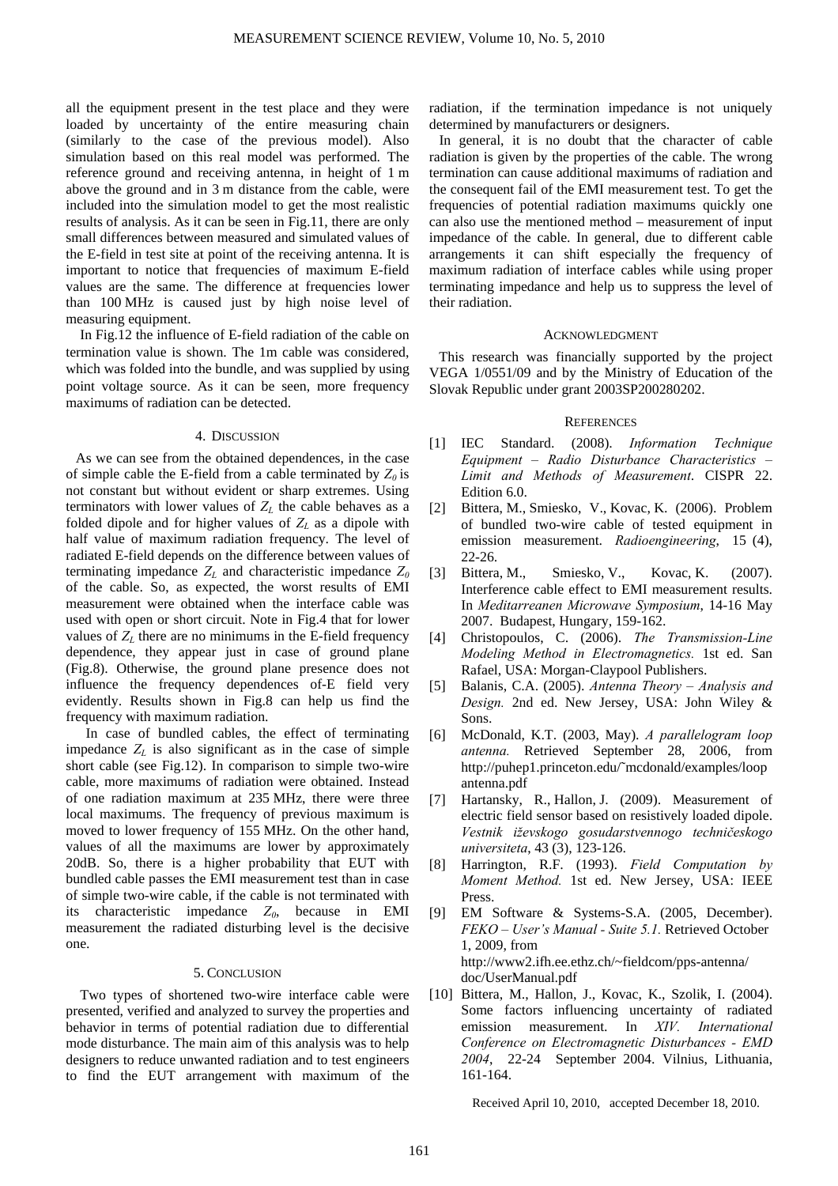all the equipment present in the test place and they were loaded by uncertainty of the entire measuring chain (similarly to the case of the previous model). Also simulation based on this real model was performed. The reference ground and receiving antenna, in height of 1 m above the ground and in 3 m distance from the cable, were included into the simulation model to get the most realistic results of analysis. As it can be seen in Fig.11, there are only small differences between measured and simulated values of the E-field in test site at point of the receiving antenna. It is important to notice that frequencies of maximum E-field values are the same. The difference at frequencies lower than 100 MHz is caused just by high noise level of measuring equipment.

In Fig.12 the influence of E-field radiation of the cable on termination value is shown. The 1m cable was considered, which was folded into the bundle, and was supplied by using point voltage source. As it can be seen, more frequency maximums of radiation can be detected.

## 4. Discussion

As we can see from the obtained dependences, in the case of simple cable the E-field from a cable terminated by $Z_0$ is not constant but without evident or sharp extremes. Using terminators with lower values of $Z_L$ the cable behaves as a folded dipole and for higher values of $Z_L$ as a dipole with half value of maximum radiation frequency. The level of radiated E-field depends on the difference between values of terminating impedance $Z_L$ and characteristic impedance $Z_0$ of the cable. So, as expected, the worst results of EMI measurement were obtained when the interface cable was used with open or short circuit. Note in Fig.4 that for lower values of $Z_L$ there are no minimums in the E-field frequency dependence, they appear just in case of ground plane (Fig.8). Otherwise, the ground plane presence does not influence the frequency dependences of-E field very evidently. Results shown in Fig.8 can help us find the frequency with maximum radiation.

In case of bundled cables, the effect of terminating impedance $Z_L$ is also significant as in the case of simple short cable (see Fig.12). In comparison to simple two-wire cable, more maximums of radiation were obtained. Instead of one radiation maximum at 235 MHz, there were three local maximums. The frequency of previous maximum is moved to lower frequency of 155 MHz. On the other hand, values of all the maximums are lower by approximately 20dB. So, there is a higher probability that EUT with bundled cable passes the EMI measurement test than in case of simple two-wire cable, if the cable is not terminated with its characteristic impedance $Z_0$, because in EMI measurement the radiated disturbing level is the decisive one.

## 5. Conclusion

Two types of shortened two-wire interface cable were presented, verified and analyzed to survey the properties and behavior in terms of potential radiation due to differential mode disturbance. The main aim of this analysis was to help designers to reduce unwanted radiation and to test engineers to find the EUT arrangement with maximum of the radiation, if the termination impedance is not uniquely determined by manufacturers or designers.

In general, it is no doubt that the character of cable radiation is given by the properties of the cable. The wrong termination can cause additional maximums of radiation and the consequent fail of the EMI measurement test. To get the frequencies of potential radiation maximums quickly one can also use the mentioned method – measurement of input impedance of the cable. In general, due to different cable arrangements it can shift especially the frequency of maximum radiation of interface cables while using proper terminating impedance and help us to suppress the level of their radiation.

## Acknowledgment

This research was financially supported by the project VEGA 1/0551/09 and by the Ministry of Education of the Slovak Republic under grant 2003SP200280202.

## References

[1] IEC Standard. (2008). *Information Technique Equipment – Radio Disturbance Characteristics – Limit and Methods of Measurement*. CISPR 22. Edition 6.0.

[2] Bittera, M., Smiesko, V., Kovac, K. (2006). Problem of bundled two-wire cable of tested equipment in emission measurement. *Radioengineering*, 15 (4), 22-26.

[3] Bittera, M., Smiesko, V., Kovac, K. (2007). Interference cable effect to EMI measurement results. In *Meditarreanen Microwave Symposium*, 14-16 May 2007. Budapest, Hungary, 159-162.

[4] Christopoulos, C. (2006). *The Transmission-Line Modeling Method in Electromagnetics.* 1st ed. San Rafael, USA: Morgan-Claypool Publishers.

[5] Balanis, C.A. (2005). *Antenna Theory – Analysis and Design.* 2nd ed. New Jersey, USA: John Wiley & Sons.

[6] McDonald, K.T. (2003, May). *A parallelogram loop antenna.* Retrieved September 28, 2006, from http://puhep1.princeton.edu/~mcdonald/examples/loopantenna.pdf

[7] Hartansky, R., Hallon, J. (2009). Measurement of electric field sensor based on resistively loaded dipole. *Vestnik iževskogo gosudarstvennogo techničeskogo universiteta*, 43 (3), 123-126.

[8] Harrington, R.F. (1993). *Field Computation by Moment Method.* 1st ed. New Jersey, USA: IEEE Press.

[9] EM Software & Systems-S.A. (2005, December). *FEKO – User's Manual - Suite 5.1.* Retrieved October 1, 2009, from http://www2.ifh.ee.ethz.ch/~fieldcom/pps-antenna/doc/UserManual.pdf

[10] Bittera, M., Hallon, J., Kovac, K., Szolik, I. (2004). Some factors influencing uncertainty of radiated emission measurement. In *XIV. International Conference on Electromagnetic Disturbances - EMD 2004*, 22-24 September 2004. Vilnius, Lithuania, 161-164.

Received April 10, 2010, accepted December 18, 2010.